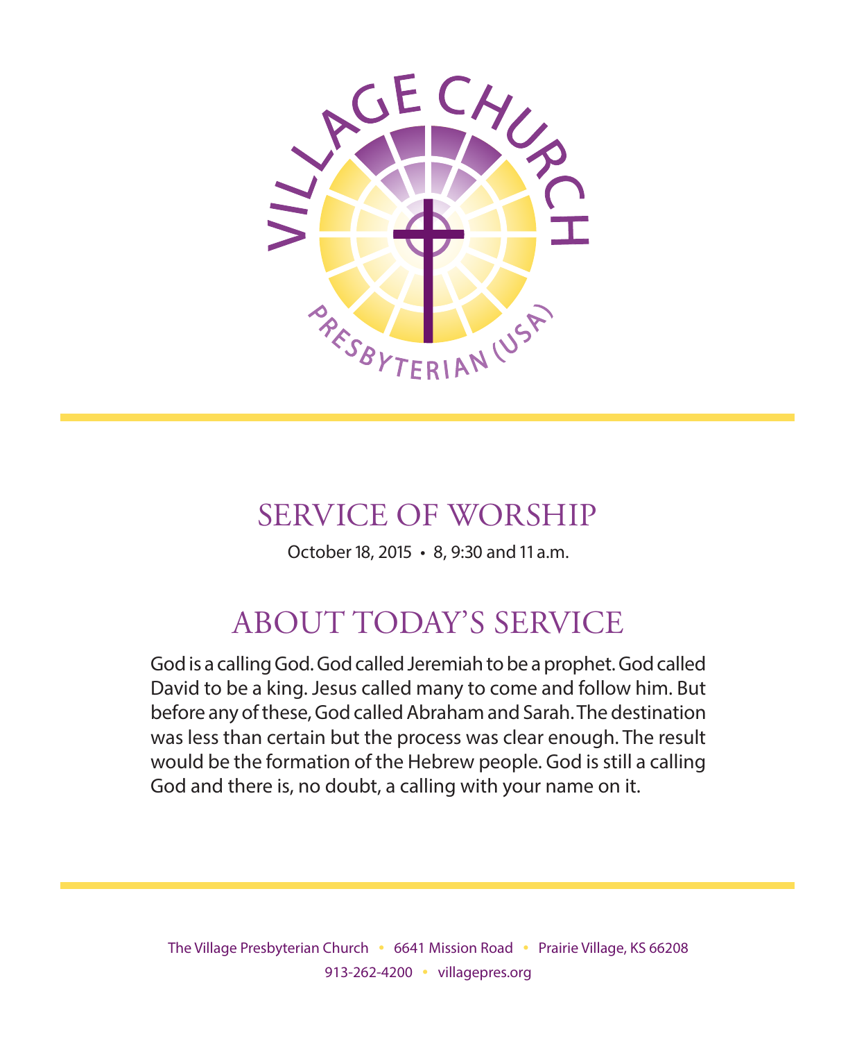VILLAGE CHURCH

PRESBYTERIAN (USA)

# SERVICE OF WORSHIP

October 18, 2015 • 8, 9:30 and 11 a.m.

## ABOUT TODAY'S SERVICE

God is a calling God. God called Jeremiah to be a prophet. God called David to be a king. Jesus called many to come and follow him. But before any of these, God called Abraham and Sarah. The destination was less than certain but the process was clear enough. The result would be the formation of the Hebrew people. God is still a calling God and there is, no doubt, a calling with your name on it.

The Village Presbyterian Church • 6641 Mission Road • Prairie Village, KS 66208
913-262-4200 • villagepres.org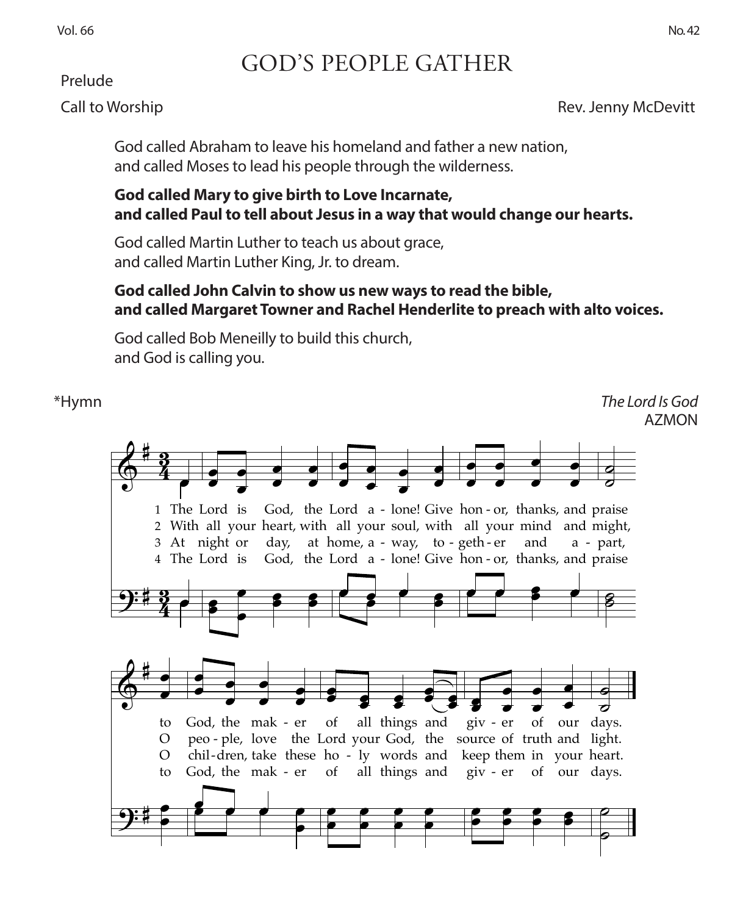# GOD'S PEOPLE GATHER

Prelude

Call to Worship — Rev. Jenny McDevitt

God called Abraham to leave his homeland and father a new nation,
and called Moses to lead his people through the wilderness.

**God called Mary to give birth to Love Incarnate,**
**and called Paul to tell about Jesus in a way that would change our hearts.**

God called Martin Luther to teach us about grace,
and called Martin Luther King, Jr. to dream.

**God called John Calvin to show us new ways to read the bible,**
**and called Margaret Towner and Rachel Henderlite to preach with alto voices.**

God called Bob Meneilly to build this church,
and God is calling you.

*Hymn — *The Lord Is God*
AZMON

1 The Lord is God, the Lord a - lone! Give hon - or, thanks, and praise to God, the mak - er of all things and giv - er of our days.

2 With all your heart, with all your soul, with all your mind and might, O peo - ple, love the Lord your God, the source of truth and light.

3 At night or day, at home, a - way, to - geth - er and a - part, O chil - dren, take these ho - ly words and keep them in your heart.

4 The Lord is God, the Lord a - lone! Give hon - or, thanks, and praise to God, the mak - er of all things and giv - er of our days.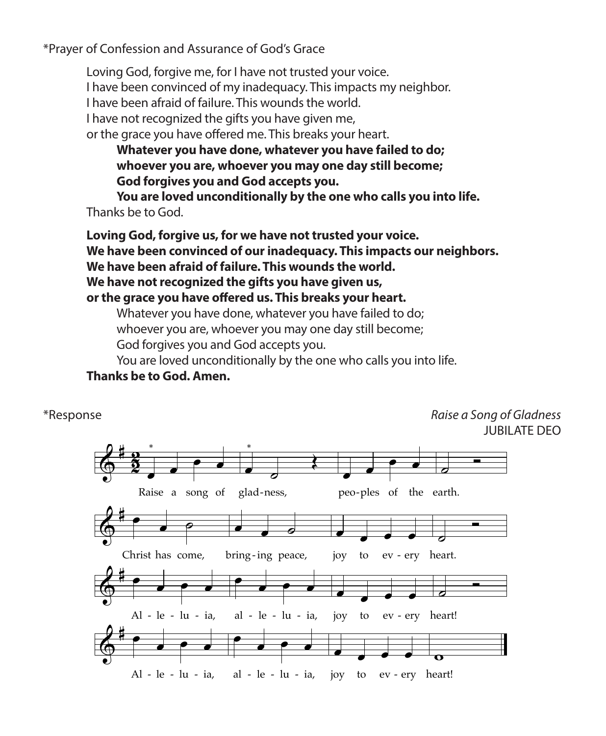*Prayer of Confession and Assurance of God's Grace

Loving God, forgive me, for I have not trusted your voice.
I have been convinced of my inadequacy. This impacts my neighbor.
I have been afraid of failure. This wounds the world.
I have not recognized the gifts you have given me,
or the grace you have offered me. This breaks your heart.

> **Whatever you have done, whatever you have failed to do;**
> **whoever you are, whoever you may one day still become;**
> **God forgives you and God accepts you.**
> **You are loved unconditionally by the one who calls you into life.**

Thanks be to God.

**Loving God, forgive us, for we have not trusted your voice.**
**We have been convinced of our inadequacy. This impacts our neighbors.**
**We have been afraid of failure. This wounds the world.**
**We have not recognized the gifts you have given us,**
**or the grace you have offered us. This breaks your heart.**

> Whatever you have done, whatever you have failed to do;
> whoever you are, whoever you may one day still become;
> God forgives you and God accepts you.
> You are loved unconditionally by the one who calls you into life.

**Thanks be to God. Amen.**

*Response *Raise a Song of Gladness*
JUBILATE DEO

Raise a song of gladness, peoples of the earth.
Christ has come, bringing peace, joy to every heart.
Alleluia, alleluia, joy to every heart!
Alleluia, alleluia, joy to every heart!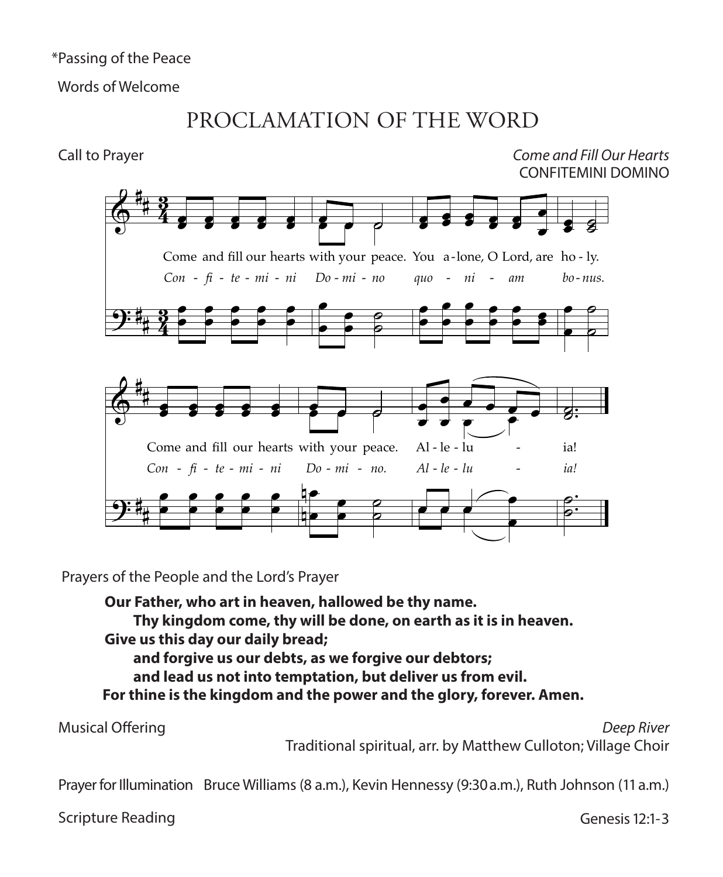*Passing of the Peace

Words of Welcome

# PROCLAMATION OF THE WORD

Call to Prayer *Come and Fill Our Hearts*
CONFITEMINI DOMINO

Come and fill our hearts with your peace. You alone, O Lord, are holy.
*Confitemini Domino quoniam bonus.*

Come and fill our hearts with your peace. Alleluia!
*Confitemini Domino. Alleluia!*

Prayers of the People and the Lord's Prayer

**Our Father, who art in heaven, hallowed be thy name.**
**Thy kingdom come, thy will be done, on earth as it is in heaven.**
**Give us this day our daily bread;**
**and forgive us our debts, as we forgive our debtors;**
**and lead us not into temptation, but deliver us from evil.**
**For thine is the kingdom and the power and the glory, forever. Amen.**

Musical Offering *Deep River*
Traditional spiritual, arr. by Matthew Culloton; Village Choir

Prayer for Illumination Bruce Williams (8 a.m.), Kevin Hennessy (9:30 a.m.), Ruth Johnson (11 a.m.)

Scripture Reading Genesis 12:1-3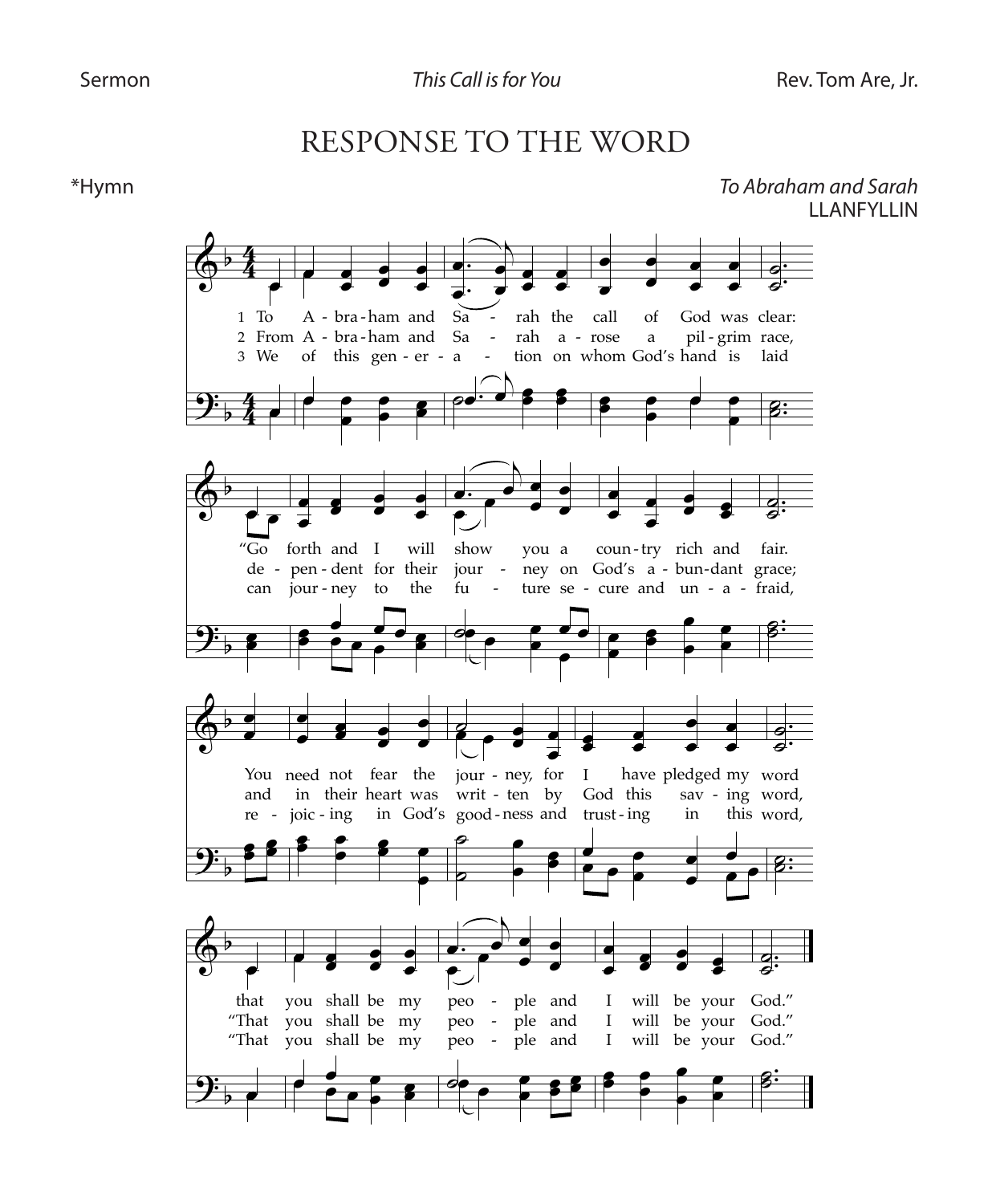Sermon *This Call is for You* Rev. Tom Are, Jr.

# RESPONSE TO THE WORD

*Hymn *To Abraham and Sarah*
LLANFYLLIN

1 To Abraham and Sarah the call of God was clear:
"Go forth and I will show you a country rich and fair.
You need not fear the journey, for I have pledged my word
that you shall be my people and I will be your God."

2 From Abraham and Sarah arose a pilgrim race,
dependent for their journey on God's abundant grace;
and in their heart was written by God this saving word,
"That you shall be my people and I will be your God."

3 We of this generation on whom God's hand is laid
can journey to the future secure and unafraid,
rejoicing in God's goodness and trusting in this word,
"That you shall be my people and I will be your God."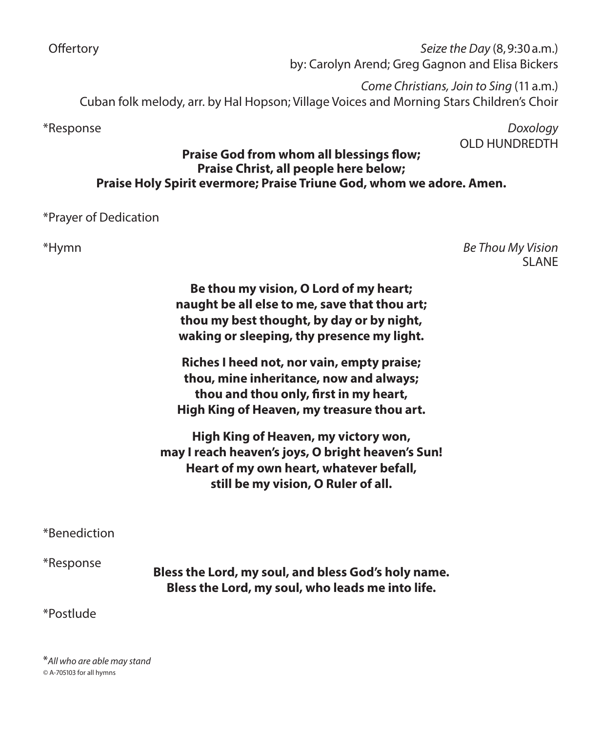Offertory *Seize the Day* (8, 9:30 a.m.)
by: Carolyn Arend; Greg Gagnon and Elisa Bickers

*Come Christians, Join to Sing* (11 a.m.)
Cuban folk melody, arr. by Hal Hopson; Village Voices and Morning Stars Children's Choir

*Response *Doxology*
OLD HUNDREDTH

**Praise God from whom all blessings flow;**
**Praise Christ, all people here below;**
**Praise Holy Spirit evermore; Praise Triune God, whom we adore. Amen.**

*Prayer of Dedication

*Hymn *Be Thou My Vision*
SLANE

**Be thou my vision, O Lord of my heart;**
**naught be all else to me, save that thou art;**
**thou my best thought, by day or by night,**
**waking or sleeping, thy presence my light.**

**Riches I heed not, nor vain, empty praise;**
**thou, mine inheritance, now and always;**
**thou and thou only, first in my heart,**
**High King of Heaven, my treasure thou art.**

**High King of Heaven, my victory won,**
**may I reach heaven's joys, O bright heaven's Sun!**
**Heart of my own heart, whatever befall,**
**still be my vision, O Ruler of all.**

*Benediction

*Response

**Bless the Lord, my soul, and bless God's holy name.**
**Bless the Lord, my soul, who leads me into life.**

*Postlude

**All who are able may stand*
© A-705103 for all hymns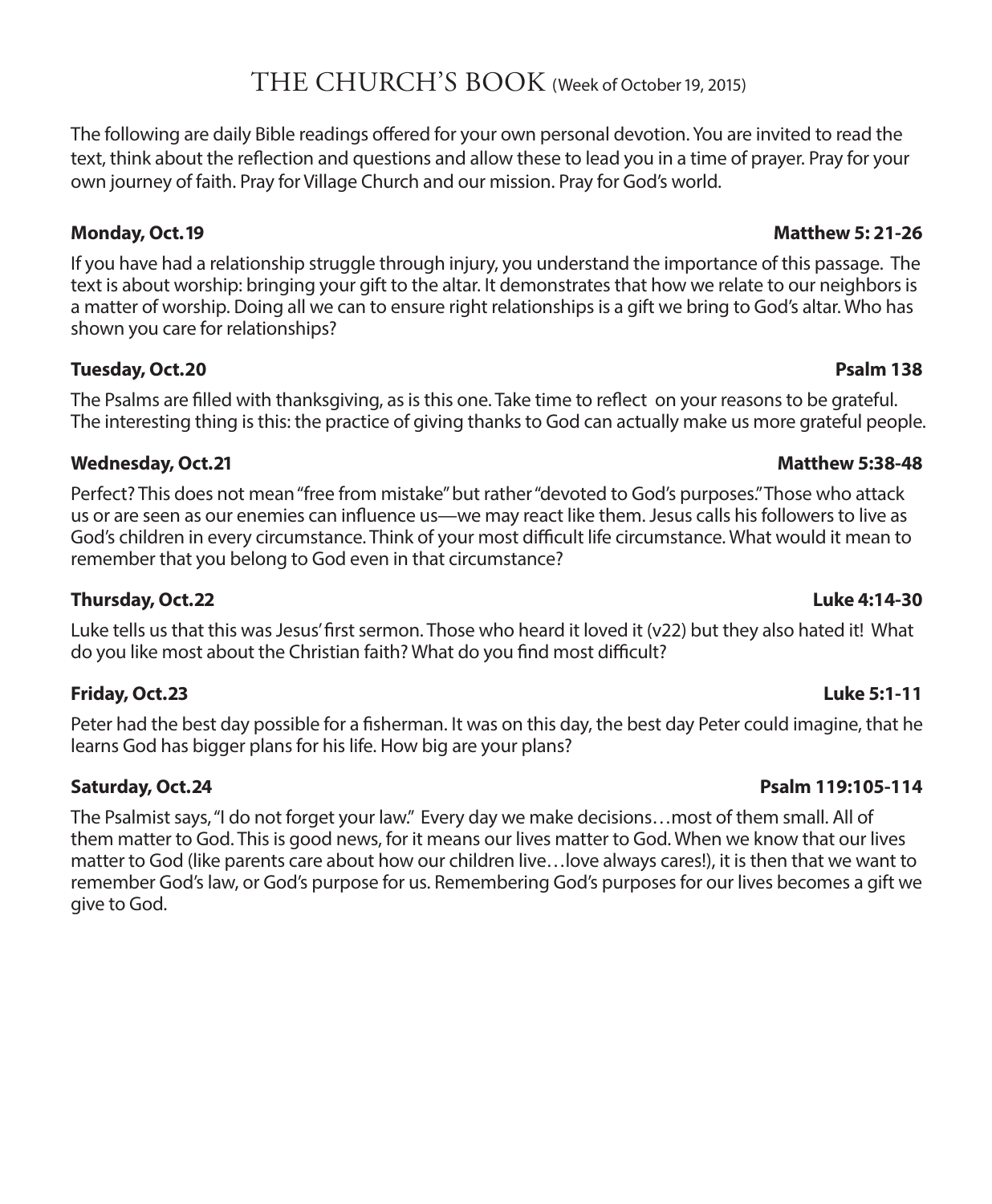# THE CHURCH'S BOOK (Week of October 19, 2015)

The following are daily Bible readings offered for your own personal devotion. You are invited to read the text, think about the reflection and questions and allow these to lead you in a time of prayer. Pray for your own journey of faith. Pray for Village Church and our mission. Pray for God's world.

**Monday, Oct. 19 — Matthew 5: 21-26**

If you have had a relationship struggle through injury, you understand the importance of this passage. The text is about worship: bringing your gift to the altar. It demonstrates that how we relate to our neighbors is a matter of worship. Doing all we can to ensure right relationships is a gift we bring to God's altar. Who has shown you care for relationships?

**Tuesday, Oct. 20 — Psalm 138**

The Psalms are filled with thanksgiving, as is this one. Take time to reflect on your reasons to be grateful. The interesting thing is this: the practice of giving thanks to God can actually make us more grateful people.

**Wednesday, Oct. 21 — Matthew 5:38-48**

Perfect? This does not mean "free from mistake" but rather "devoted to God's purposes." Those who attack us or are seen as our enemies can influence us—we may react like them. Jesus calls his followers to live as God's children in every circumstance. Think of your most difficult life circumstance. What would it mean to remember that you belong to God even in that circumstance?

**Thursday, Oct. 22 — Luke 4:14-30**

Luke tells us that this was Jesus' first sermon. Those who heard it loved it (v22) but they also hated it! What do you like most about the Christian faith? What do you find most difficult?

**Friday, Oct. 23 — Luke 5:1-11**

Peter had the best day possible for a fisherman. It was on this day, the best day Peter could imagine, that he learns God has bigger plans for his life. How big are your plans?

**Saturday, Oct. 24 — Psalm 119:105-114**

The Psalmist says, "I do not forget your law." Every day we make decisions…most of them small. All of them matter to God. This is good news, for it means our lives matter to God. When we know that our lives matter to God (like parents care about how our children live…love always cares!), it is then that we want to remember God's law, or God's purpose for us. Remembering God's purposes for our lives becomes a gift we give to God.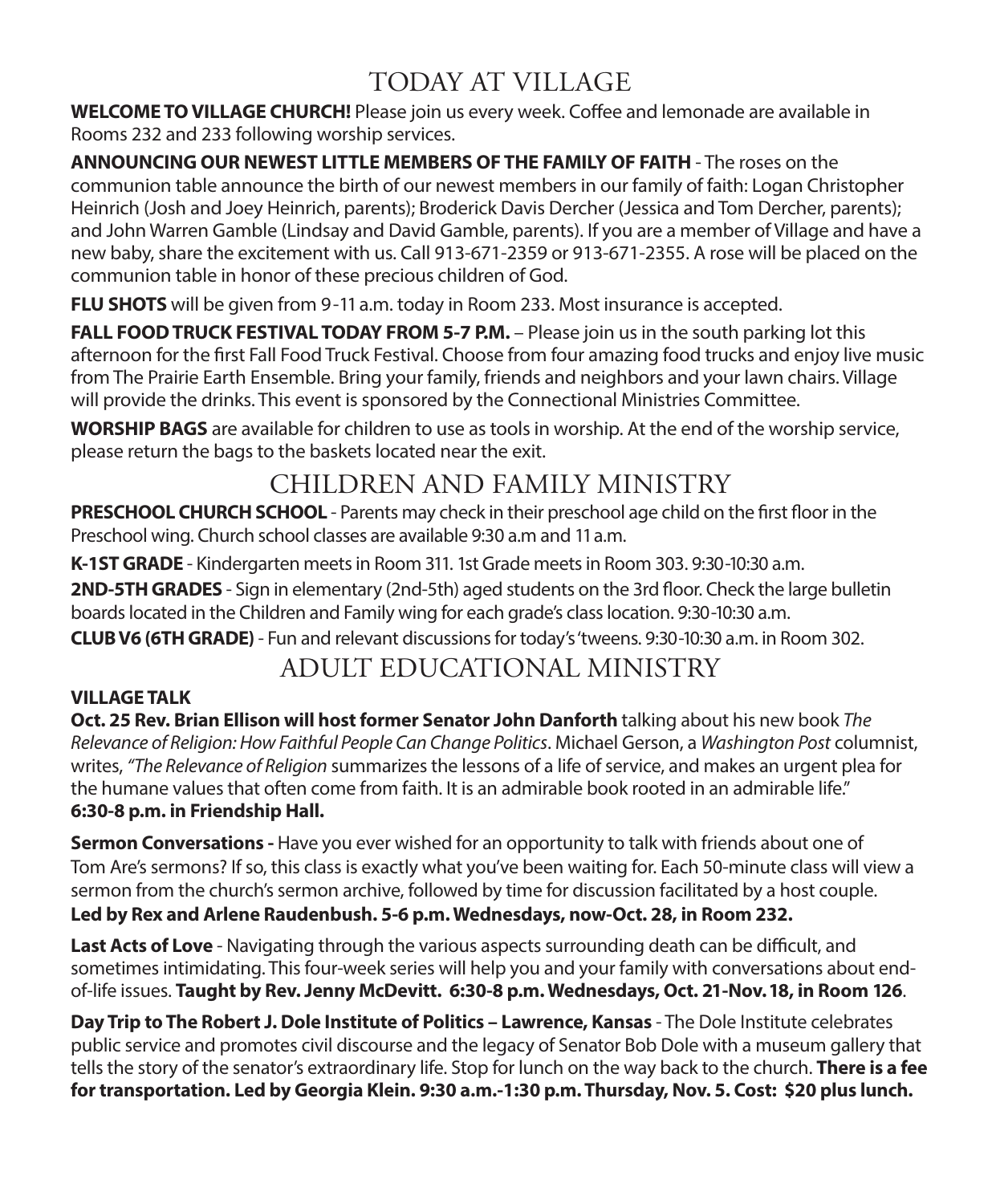# TODAY AT VILLAGE

**WELCOME TO VILLAGE CHURCH!** Please join us every week. Coffee and lemonade are available in Rooms 232 and 233 following worship services.

**ANNOUNCING OUR NEWEST LITTLE MEMBERS OF THE FAMILY OF FAITH** - The roses on the communion table announce the birth of our newest members in our family of faith: Logan Christopher Heinrich (Josh and Joey Heinrich, parents); Broderick Davis Dercher (Jessica and Tom Dercher, parents); and John Warren Gamble (Lindsay and David Gamble, parents). If you are a member of Village and have a new baby, share the excitement with us. Call 913-671-2359 or 913-671-2355. A rose will be placed on the communion table in honor of these precious children of God.

**FLU SHOTS** will be given from 9-11 a.m. today in Room 233. Most insurance is accepted.

**FALL FOOD TRUCK FESTIVAL TODAY FROM 5-7 P.M.** – Please join us in the south parking lot this afternoon for the first Fall Food Truck Festival. Choose from four amazing food trucks and enjoy live music from The Prairie Earth Ensemble. Bring your family, friends and neighbors and your lawn chairs. Village will provide the drinks. This event is sponsored by the Connectional Ministries Committee.

**WORSHIP BAGS** are available for children to use as tools in worship. At the end of the worship service, please return the bags to the baskets located near the exit.

# CHILDREN AND FAMILY MINISTRY

**PRESCHOOL CHURCH SCHOOL** - Parents may check in their preschool age child on the first floor in the Preschool wing. Church school classes are available 9:30 a.m and 11 a.m.

**K-1ST GRADE** - Kindergarten meets in Room 311. 1st Grade meets in Room 303. 9:30-10:30 a.m.

**2ND-5TH GRADES** - Sign in elementary (2nd-5th) aged students on the 3rd floor. Check the large bulletin boards located in the Children and Family wing for each grade's class location. 9:30-10:30 a.m.

**CLUB V6 (6TH GRADE)** - Fun and relevant discussions for today's 'tweens. 9:30-10:30 a.m. in Room 302.

# ADULT EDUCATIONAL MINISTRY

**VILLAGE TALK**

**Oct. 25 Rev. Brian Ellison will host former Senator John Danforth** talking about his new book *The Relevance of Religion: How Faithful People Can Change Politics*. Michael Gerson, a *Washington Post* columnist, writes, *"The Relevance of Religion* summarizes the lessons of a life of service, and makes an urgent plea for the humane values that often come from faith. It is an admirable book rooted in an admirable life."
**6:30-8 p.m. in Friendship Hall.**

**Sermon Conversations -** Have you ever wished for an opportunity to talk with friends about one of Tom Are's sermons? If so, this class is exactly what you've been waiting for. Each 50-minute class will view a sermon from the church's sermon archive, followed by time for discussion facilitated by a host couple.
**Led by Rex and Arlene Raudenbush. 5-6 p.m. Wednesdays, now-Oct. 28, in Room 232.**

**Last Acts of Love** - Navigating through the various aspects surrounding death can be difficult, and sometimes intimidating. This four-week series will help you and your family with conversations about end-of-life issues. **Taught by Rev. Jenny McDevitt. 6:30-8 p.m. Wednesdays, Oct. 21-Nov. 18, in Room 126**.

**Day Trip to The Robert J. Dole Institute of Politics – Lawrence, Kansas** - The Dole Institute celebrates public service and promotes civil discourse and the legacy of Senator Bob Dole with a museum gallery that tells the story of the senator's extraordinary life. Stop for lunch on the way back to the church. **There is a fee for transportation. Led by Georgia Klein. 9:30 a.m.-1:30 p.m. Thursday, Nov. 5. Cost: $20 plus lunch.**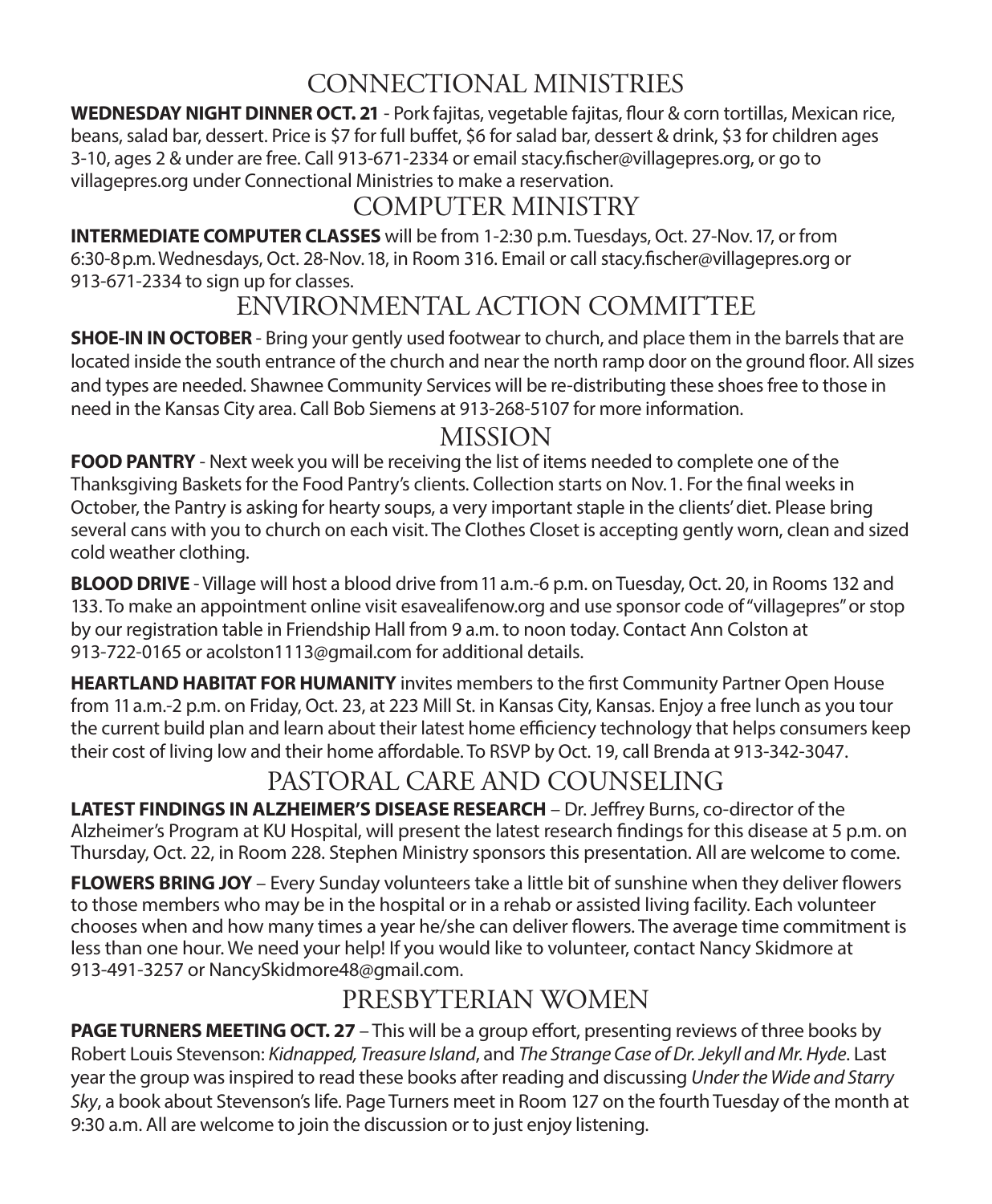## CONNECTIONAL MINISTRIES

**WEDNESDAY NIGHT DINNER OCT. 21** - Pork fajitas, vegetable fajitas, flour & corn tortillas, Mexican rice, beans, salad bar, dessert. Price is $7 for full buffet, $6 for salad bar, dessert & drink, $3 for children ages 3-10, ages 2 & under are free. Call 913-671-2334 or email stacy.fischer@villagepres.org, or go to villagepres.org under Connectional Ministries to make a reservation.

## COMPUTER MINISTRY

**INTERMEDIATE COMPUTER CLASSES** will be from 1-2:30 p.m. Tuesdays, Oct. 27-Nov. 17, or from 6:30-8 p.m. Wednesdays, Oct. 28-Nov. 18, in Room 316. Email or call stacy.fischer@villagepres.org or 913-671-2334 to sign up for classes.

## ENVIRONMENTAL ACTION COMMITTEE

**SHOE-IN IN OCTOBER** - Bring your gently used footwear to church, and place them in the barrels that are located inside the south entrance of the church and near the north ramp door on the ground floor. All sizes and types are needed. Shawnee Community Services will be re-distributing these shoes free to those in need in the Kansas City area. Call Bob Siemens at 913-268-5107 for more information.

## MISSION

**FOOD PANTRY** - Next week you will be receiving the list of items needed to complete one of the Thanksgiving Baskets for the Food Pantry's clients. Collection starts on Nov. 1. For the final weeks in October, the Pantry is asking for hearty soups, a very important staple in the clients' diet. Please bring several cans with you to church on each visit. The Clothes Closet is accepting gently worn, clean and sized cold weather clothing.

**BLOOD DRIVE** - Village will host a blood drive from 11 a.m.-6 p.m. on Tuesday, Oct. 20, in Rooms 132 and 133. To make an appointment online visit esavealifenow.org and use sponsor code of "villagepres" or stop by our registration table in Friendship Hall from 9 a.m. to noon today. Contact Ann Colston at 913-722-0165 or acolston1113@gmail.com for additional details.

**HEARTLAND HABITAT FOR HUMANITY** invites members to the first Community Partner Open House from 11 a.m.-2 p.m. on Friday, Oct. 23, at 223 Mill St. in Kansas City, Kansas. Enjoy a free lunch as you tour the current build plan and learn about their latest home efficiency technology that helps consumers keep their cost of living low and their home affordable. To RSVP by Oct. 19, call Brenda at 913-342-3047.

## PASTORAL CARE AND COUNSELING

**LATEST FINDINGS IN ALZHEIMER'S DISEASE RESEARCH** – Dr. Jeffrey Burns, co-director of the Alzheimer's Program at KU Hospital, will present the latest research findings for this disease at 5 p.m. on Thursday, Oct. 22, in Room 228. Stephen Ministry sponsors this presentation. All are welcome to come.

**FLOWERS BRING JOY** – Every Sunday volunteers take a little bit of sunshine when they deliver flowers to those members who may be in the hospital or in a rehab or assisted living facility. Each volunteer chooses when and how many times a year he/she can deliver flowers. The average time commitment is less than one hour. We need your help! If you would like to volunteer, contact Nancy Skidmore at 913-491-3257 or NancySkidmore48@gmail.com.

## PRESBYTERIAN WOMEN

**PAGE TURNERS MEETING OCT. 27** – This will be a group effort, presenting reviews of three books by Robert Louis Stevenson: *Kidnapped, Treasure Island*, and *The Strange Case of Dr. Jekyll and Mr. Hyde*. Last year the group was inspired to read these books after reading and discussing *Under the Wide and Starry Sky*, a book about Stevenson's life. Page Turners meet in Room 127 on the fourth Tuesday of the month at 9:30 a.m. All are welcome to join the discussion or to just enjoy listening.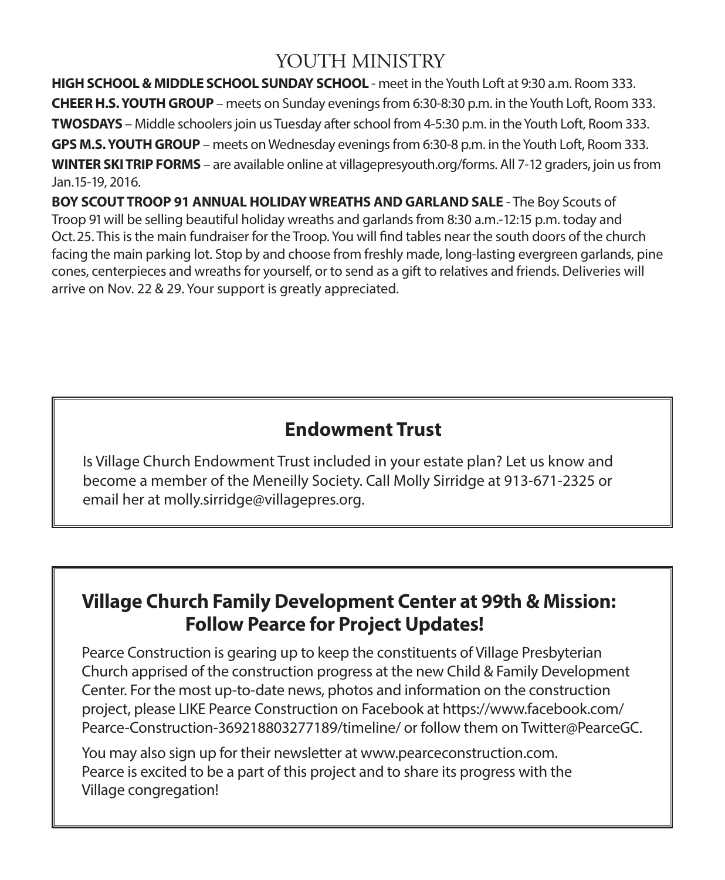# YOUTH MINISTRY

**HIGH SCHOOL & MIDDLE SCHOOL SUNDAY SCHOOL** - meet in the Youth Loft at 9:30 a.m. Room 333.

**CHEER H.S. YOUTH GROUP** – meets on Sunday evenings from 6:30-8:30 p.m. in the Youth Loft, Room 333.

**TWOSDAYS** – Middle schoolers join us Tuesday after school from 4-5:30 p.m. in the Youth Loft, Room 333.

**GPS M.S. YOUTH GROUP** – meets on Wednesday evenings from 6:30-8 p.m. in the Youth Loft, Room 333.

**WINTER SKI TRIP FORMS** – are available online at villagepresyouth.org/forms. All 7-12 graders, join us from Jan.15-19, 2016.

**BOY SCOUT TROOP 91 ANNUAL HOLIDAY WREATHS AND GARLAND SALE** - The Boy Scouts of Troop 91 will be selling beautiful holiday wreaths and garlands from 8:30 a.m.-12:15 p.m. today and Oct. 25. This is the main fundraiser for the Troop. You will find tables near the south doors of the church facing the main parking lot. Stop by and choose from freshly made, long-lasting evergreen garlands, pine cones, centerpieces and wreaths for yourself, or to send as a gift to relatives and friends. Deliveries will arrive on Nov. 22 & 29. Your support is greatly appreciated.

## Endowment Trust

Is Village Church Endowment Trust included in your estate plan? Let us know and become a member of the Meneilly Society. Call Molly Sirridge at 913-671-2325 or email her at molly.sirridge@villagepres.org.

## Village Church Family Development Center at 99th & Mission: Follow Pearce for Project Updates!

Pearce Construction is gearing up to keep the constituents of Village Presbyterian Church apprised of the construction progress at the new Child & Family Development Center. For the most up-to-date news, photos and information on the construction project, please LIKE Pearce Construction on Facebook at https://www.facebook.com/Pearce-Construction-369218803277189/timeline/ or follow them on Twitter@PearceGC.

You may also sign up for their newsletter at www.pearceconstruction.com. Pearce is excited to be a part of this project and to share its progress with the Village congregation!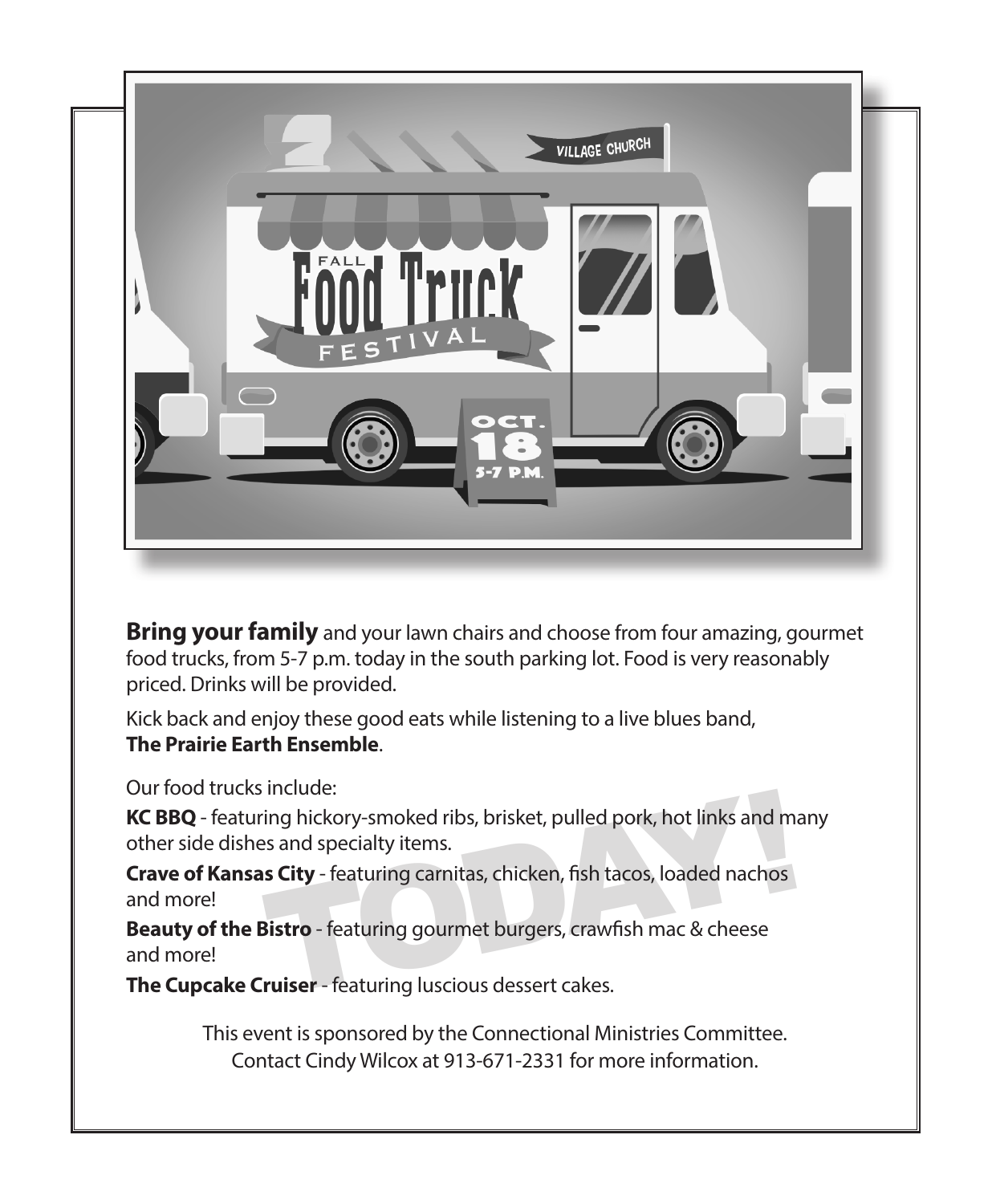**Bring your family** and your lawn chairs and choose from four amazing, gourmet food trucks, from 5-7 p.m. today in the south parking lot. Food is very reasonably priced. Drinks will be provided.

Kick back and enjoy these good eats while listening to a live blues band, **The Prairie Earth Ensemble**.

Our food trucks include:

**KC BBQ** - featuring hickory-smoked ribs, brisket, pulled pork, hot links and many other side dishes and specialty items.

**Crave of Kansas City** - featuring carnitas, chicken, fish tacos, loaded nachos and more!

**Beauty of the Bistro** - featuring gourmet burgers, crawfish mac & cheese and more!

**The Cupcake Cruiser** - featuring luscious dessert cakes.

TODAY!

This event is sponsored by the Connectional Ministries Committee.
Contact Cindy Wilcox at 913-671-2331 for more information.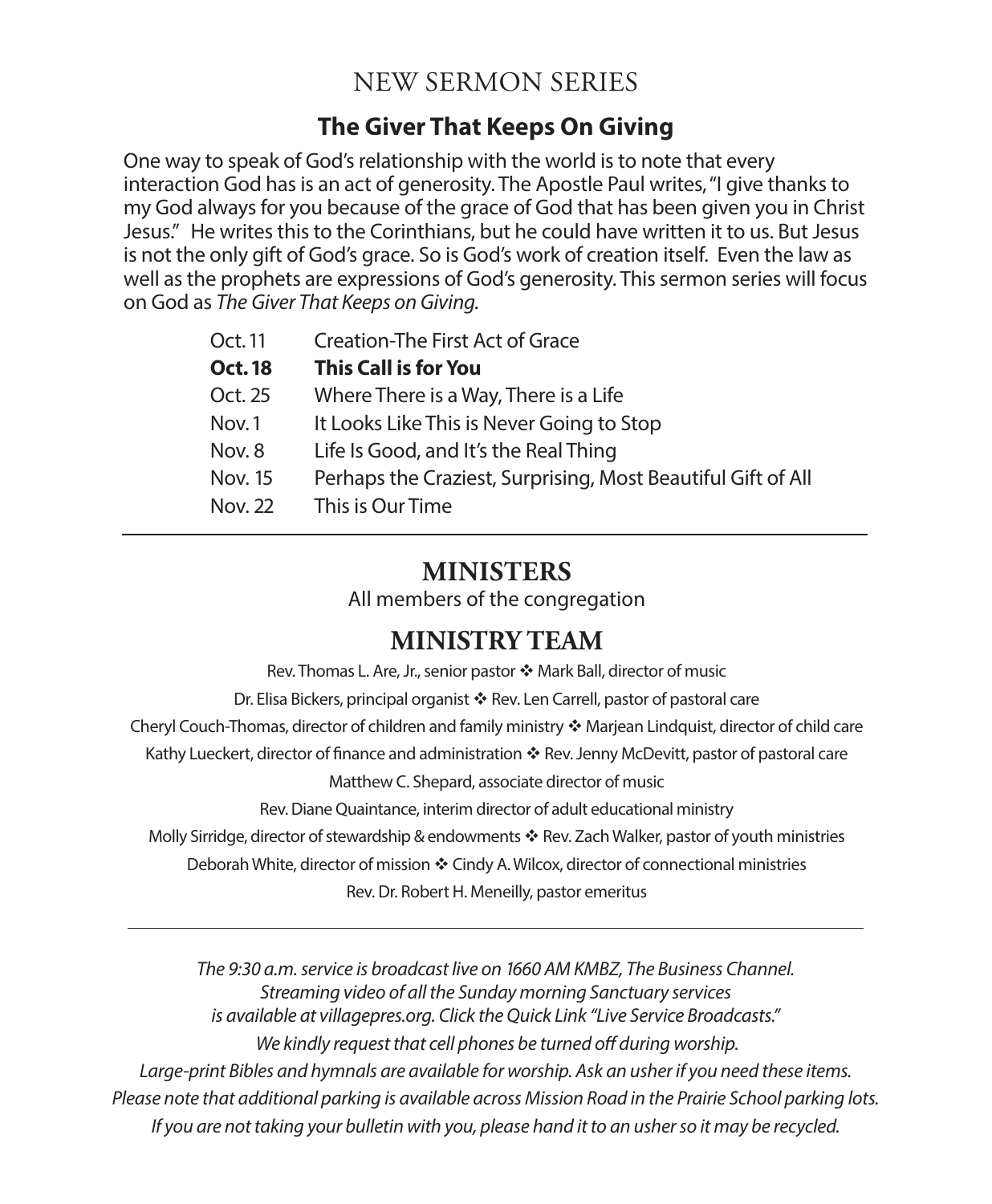## NEW SERMON SERIES

### The Giver That Keeps On Giving

One way to speak of God's relationship with the world is to note that every interaction God has is an act of generosity. The Apostle Paul writes, "I give thanks to my God always for you because of the grace of God that has been given you in Christ Jesus." He writes this to the Corinthians, but he could have written it to us. But Jesus is not the only gift of God's grace. So is God's work of creation itself. Even the law as well as the prophets are expressions of God's generosity. This sermon series will focus on God as *The Giver That Keeps on Giving.*

| | |
|---|---|
| Oct. 11 | Creation-The First Act of Grace |
| **Oct. 18** | **This Call is for You** |
| Oct. 25 | Where There is a Way, There is a Life |
| Nov. 1 | It Looks Like This is Never Going to Stop |
| Nov. 8 | Life Is Good, and It's the Real Thing |
| Nov. 15 | Perhaps the Craziest, Surprising, Most Beautiful Gift of All |
| Nov. 22 | This is Our Time |

---

## MINISTERS

All members of the congregation

## MINISTRY TEAM

Rev. Thomas L. Are, Jr., senior pastor ❖ Mark Ball, director of music

Dr. Elisa Bickers, principal organist ❖ Rev. Len Carrell, pastor of pastoral care

Cheryl Couch-Thomas, director of children and family ministry ❖ Marjean Lindquist, director of child care

Kathy Lueckert, director of finance and administration ❖ Rev. Jenny McDevitt, pastor of pastoral care

Matthew C. Shepard, associate director of music

Rev. Diane Quaintance, interim director of adult educational ministry

Molly Sirridge, director of stewardship & endowments ❖ Rev. Zach Walker, pastor of youth ministries

Deborah White, director of mission ❖ Cindy A. Wilcox, director of connectional ministries

Rev. Dr. Robert H. Meneilly, pastor emeritus

---

*The 9:30 a.m. service is broadcast live on 1660 AM KMBZ, The Business Channel.*
*Streaming video of all the Sunday morning Sanctuary services*
*is available at villagepres.org. Click the Quick Link "Live Service Broadcasts."*

*We kindly request that cell phones be turned off during worship.*

*Large-print Bibles and hymnals are available for worship. Ask an usher if you need these items.*

*Please note that additional parking is available across Mission Road in the Prairie School parking lots.*

*If you are not taking your bulletin with you, please hand it to an usher so it may be recycled.*